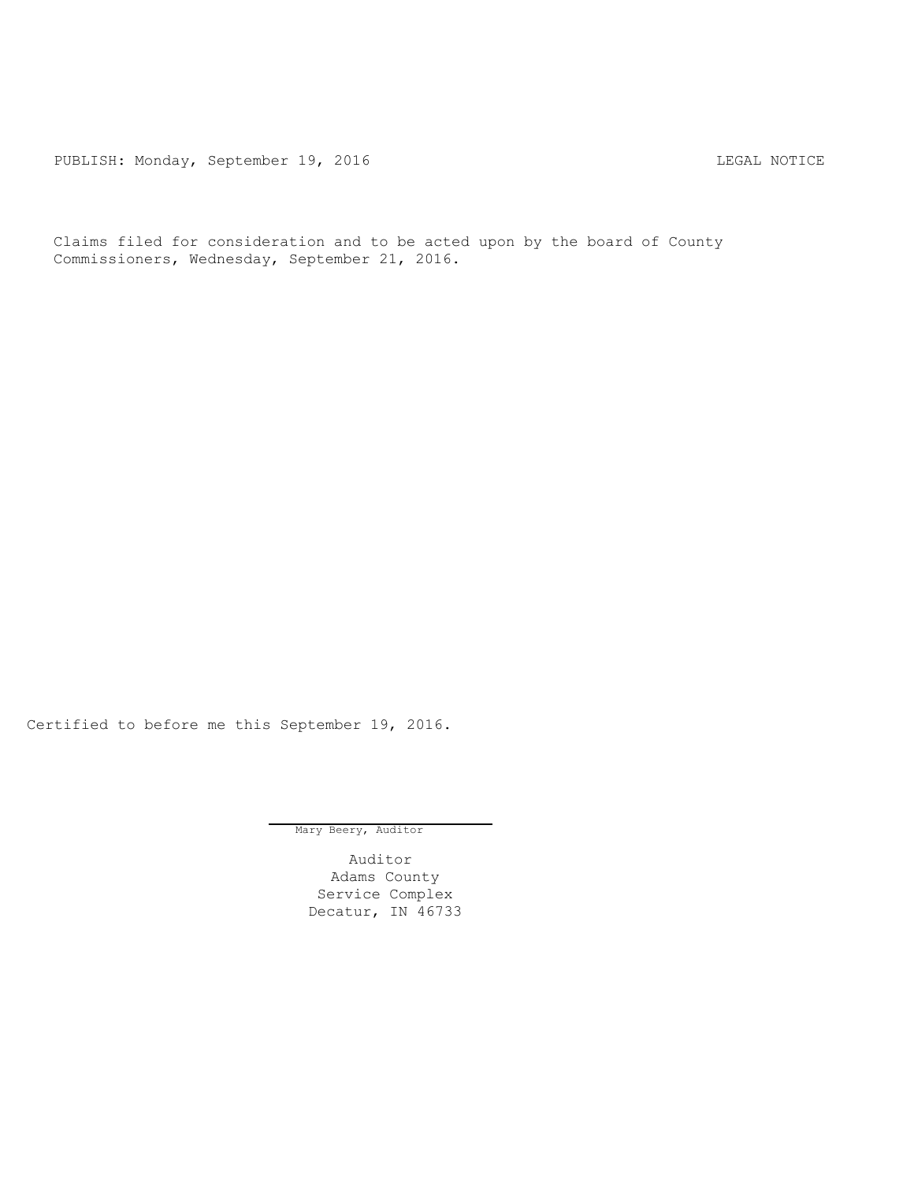PUBLISH: Monday, September 19, 2016 LEGAL NOTICE

Claims filed for consideration and to be acted upon by the board of County Commissioners, Wednesday, September 21, 2016.

Certified to before me this September 19, 2016.

Mary Beery, Auditor

Auditor
Adams County
Service Complex
Decatur, IN 46733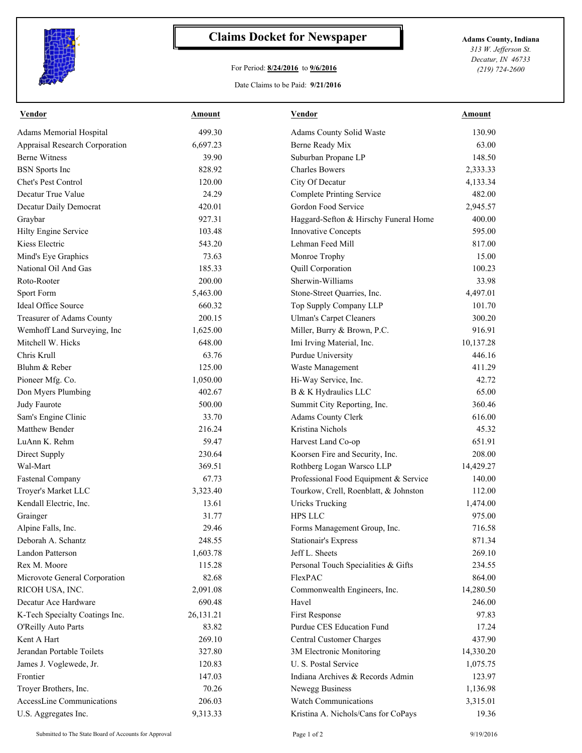# Claims Docket for Newspaper

For Period: **8/24/2016** to **9/6/2016**

Date Claims to be Paid: **9/21/2016**

**Adams County, Indiana**
*313 W. Jefferson St.*
*Decatur, IN 46733*
*(219) 724-2600*

| Vendor | Amount | Vendor | Amount |
|---|---|---|---|
| Adams Memorial Hospital | 499.30 | Adams County Solid Waste | 130.90 |
| Appraisal Research Corporation | 6,697.23 | Berne Ready Mix | 63.00 |
| Berne Witness | 39.90 | Suburban Propane LP | 148.50 |
| BSN Sports Inc | 828.92 | Charles Bowers | 2,333.33 |
| Chet's Pest Control | 120.00 | City Of Decatur | 4,133.34 |
| Decatur True Value | 24.29 | Complete Printing Service | 482.00 |
| Decatur Daily Democrat | 420.01 | Gordon Food Service | 2,945.57 |
| Graybar | 927.31 | Haggard-Sefton & Hirschy Funeral Home | 400.00 |
| Hilty Engine Service | 103.48 | Innovative Concepts | 595.00 |
| Kiess Electric | 543.20 | Lehman Feed Mill | 817.00 |
| Mind's Eye Graphics | 73.63 | Monroe Trophy | 15.00 |
| National Oil And Gas | 185.33 | Quill Corporation | 100.23 |
| Roto-Rooter | 200.00 | Sherwin-Williams | 33.98 |
| Sport Form | 5,463.00 | Stone-Street Quarries, Inc. | 4,497.01 |
| Ideal Office Source | 660.32 | Top Supply Company LLP | 101.70 |
| Treasurer of Adams County | 200.15 | Ulman's Carpet Cleaners | 300.20 |
| Wemhoff Land Surveying, Inc | 1,625.00 | Miller, Burry & Brown, P.C. | 916.91 |
| Mitchell W. Hicks | 648.00 | Imi Irving Material, Inc. | 10,137.28 |
| Chris Krull | 63.76 | Purdue University | 446.16 |
| Bluhm & Reber | 125.00 | Waste Management | 411.29 |
| Pioneer Mfg. Co. | 1,050.00 | Hi-Way Service, Inc. | 42.72 |
| Don Myers Plumbing | 402.67 | B & K Hydraulics LLC | 65.00 |
| Judy Faurote | 500.00 | Summit City Reporting, Inc. | 360.46 |
| Sam's Engine Clinic | 33.70 | Adams County Clerk | 616.00 |
| Matthew Bender | 216.24 | Kristina Nichols | 45.32 |
| LuAnn K. Rehm | 59.47 | Harvest Land Co-op | 651.91 |
| Direct Supply | 230.64 | Koorsen Fire and Security, Inc. | 208.00 |
| Wal-Mart | 369.51 | Rothberg Logan Warsco LLP | 14,429.27 |
| Fastenal Company | 67.73 | Professional Food Equipment & Service | 140.00 |
| Troyer's Market LLC | 3,323.40 | Tourkow, Crell, Roenblatt, & Johnston | 112.00 |
| Kendall Electric, Inc. | 13.61 | Uricks Trucking | 1,474.00 |
| Grainger | 31.77 | HPS LLC | 975.00 |
| Alpine Falls, Inc. | 29.46 | Forms Management Group, Inc. | 716.58 |
| Deborah A. Schantz | 248.55 | Stationair's Express | 871.34 |
| Landon Patterson | 1,603.78 | Jeff L. Sheets | 269.10 |
| Rex M. Moore | 115.28 | Personal Touch Specialities & Gifts | 234.55 |
| Microvote General Corporation | 82.68 | FlexPAC | 864.00 |
| RICOH USA, INC. | 2,091.08 | Commonwealth Engineers, Inc. | 14,280.50 |
| Decatur Ace Hardware | 690.48 | Havel | 246.00 |
| K-Tech Specialty Coatings Inc. | 26,131.21 | First Response | 97.83 |
| O'Reilly Auto Parts | 83.82 | Purdue CES Education Fund | 17.24 |
| Kent A Hart | 269.10 | Central Customer Charges | 437.90 |
| Jerandan Portable Toilets | 327.80 | 3M Electronic Monitoring | 14,330.20 |
| James J. Voglewede, Jr. | 120.83 | U. S. Postal Service | 1,075.75 |
| Frontier | 147.03 | Indiana Archives & Records Admin | 123.97 |
| Troyer Brothers, Inc. | 70.26 | Newegg Business | 1,136.98 |
| AccessLine Communications | 206.03 | Watch Communications | 3,315.01 |
| U.S. Aggregates Inc. | 9,313.33 | Kristina A. Nichols/Cans for CoPays | 19.36 |

Submitted to The State Board of Accounts for Approval

9/19/2016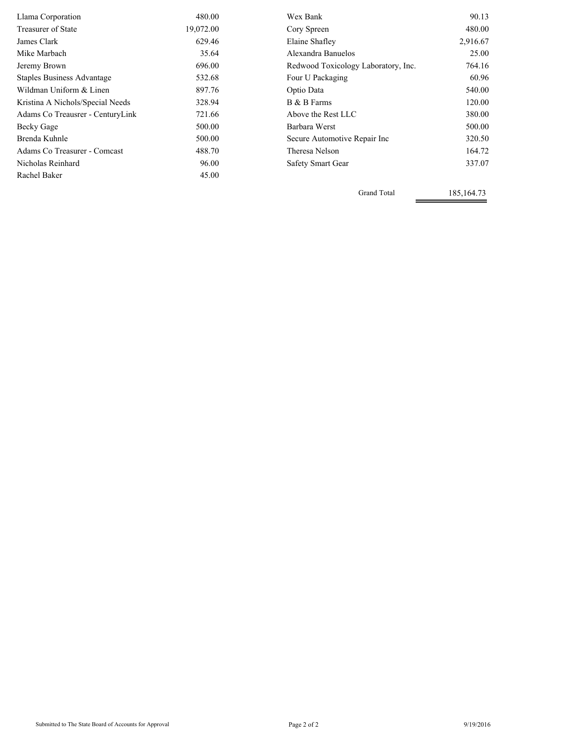| | | | |
|---|---|---|---|
| Llama Corporation | 480.00 | Wex Bank | 90.13 |
| Treasurer of State | 19,072.00 | Cory Spreen | 480.00 |
| James Clark | 629.46 | Elaine Shafley | 2,916.67 |
| Mike Marbach | 35.64 | Alexandra Banuelos | 25.00 |
| Jeremy Brown | 696.00 | Redwood Toxicology Laboratory, Inc. | 764.16 |
| Staples Business Advantage | 532.68 | Four U Packaging | 60.96 |
| Wildman Uniform & Linen | 897.76 | Optio Data | 540.00 |
| Kristina A Nichols/Special Needs | 328.94 | B & B Farms | 120.00 |
| Adams Co Treausrer - CenturyLink | 721.66 | Above the Rest LLC | 380.00 |
| Becky Gage | 500.00 | Barbara Werst | 500.00 |
| Brenda Kuhnle | 500.00 | Secure Automotive Repair Inc | 320.50 |
| Adams Co Treasurer - Comcast | 488.70 | Theresa Nelson | 164.72 |
| Nicholas Reinhard | 96.00 | Safety Smart Gear | 337.07 |
| Rachel Baker | 45.00 | | |
| | | Grand Total | 185,164.73 |

Submitted to The State Board of Accounts for Approval

9/19/2016